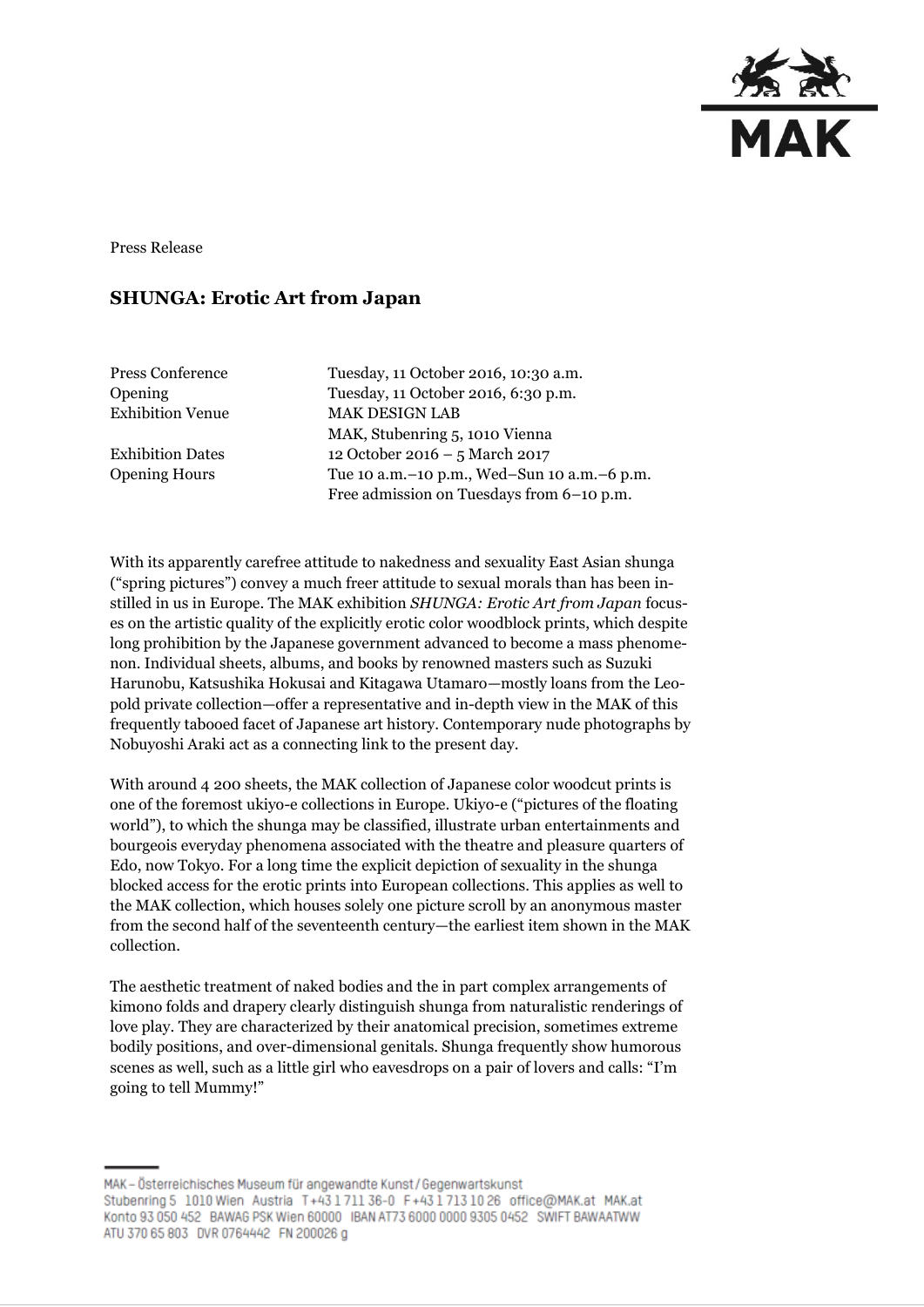Press Release

# SHUNGA: Erotic Art from Japan

| | |
|---|---|
| Press Conference | Tuesday, 11 October 2016, 10:30 a.m. |
| Opening | Tuesday, 11 October 2016, 6:30 p.m. |
| Exhibition Venue | MAK DESIGN LAB<br>MAK, Stubenring 5, 1010 Vienna |
| Exhibition Dates | 12 October 2016 – 5 March 2017 |
| Opening Hours | Tue 10 a.m.–10 p.m., Wed–Sun 10 a.m.–6 p.m.<br>Free admission on Tuesdays from 6–10 p.m. |

With its apparently carefree attitude to nakedness and sexuality East Asian shunga ("spring pictures") convey a much freer attitude to sexual morals than has been instilled in us in Europe. The MAK exhibition *SHUNGA: Erotic Art from Japan* focuses on the artistic quality of the explicitly erotic color woodblock prints, which despite long prohibition by the Japanese government advanced to become a mass phenomenon. Individual sheets, albums, and books by renowned masters such as Suzuki Harunobu, Katsushika Hokusai and Kitagawa Utamaro—mostly loans from the Leopold private collection—offer a representative and in-depth view in the MAK of this frequently tabooed facet of Japanese art history. Contemporary nude photographs by Nobuyoshi Araki act as a connecting link to the present day.

With around 4 200 sheets, the MAK collection of Japanese color woodcut prints is one of the foremost ukiyo-e collections in Europe. Ukiyo-e ("pictures of the floating world"), to which the shunga may be classified, illustrate urban entertainments and bourgeois everyday phenomena associated with the theatre and pleasure quarters of Edo, now Tokyo. For a long time the explicit depiction of sexuality in the shunga blocked access for the erotic prints into European collections. This applies as well to the MAK collection, which houses solely one picture scroll by an anonymous master from the second half of the seventeenth century—the earliest item shown in the MAK collection.

The aesthetic treatment of naked bodies and the in part complex arrangements of kimono folds and drapery clearly distinguish shunga from naturalistic renderings of love play. They are characterized by their anatomical precision, sometimes extreme bodily positions, and over-dimensional genitals. Shunga frequently show humorous scenes as well, such as a little girl who eavesdrops on a pair of lovers and calls: "I'm going to tell Mummy!"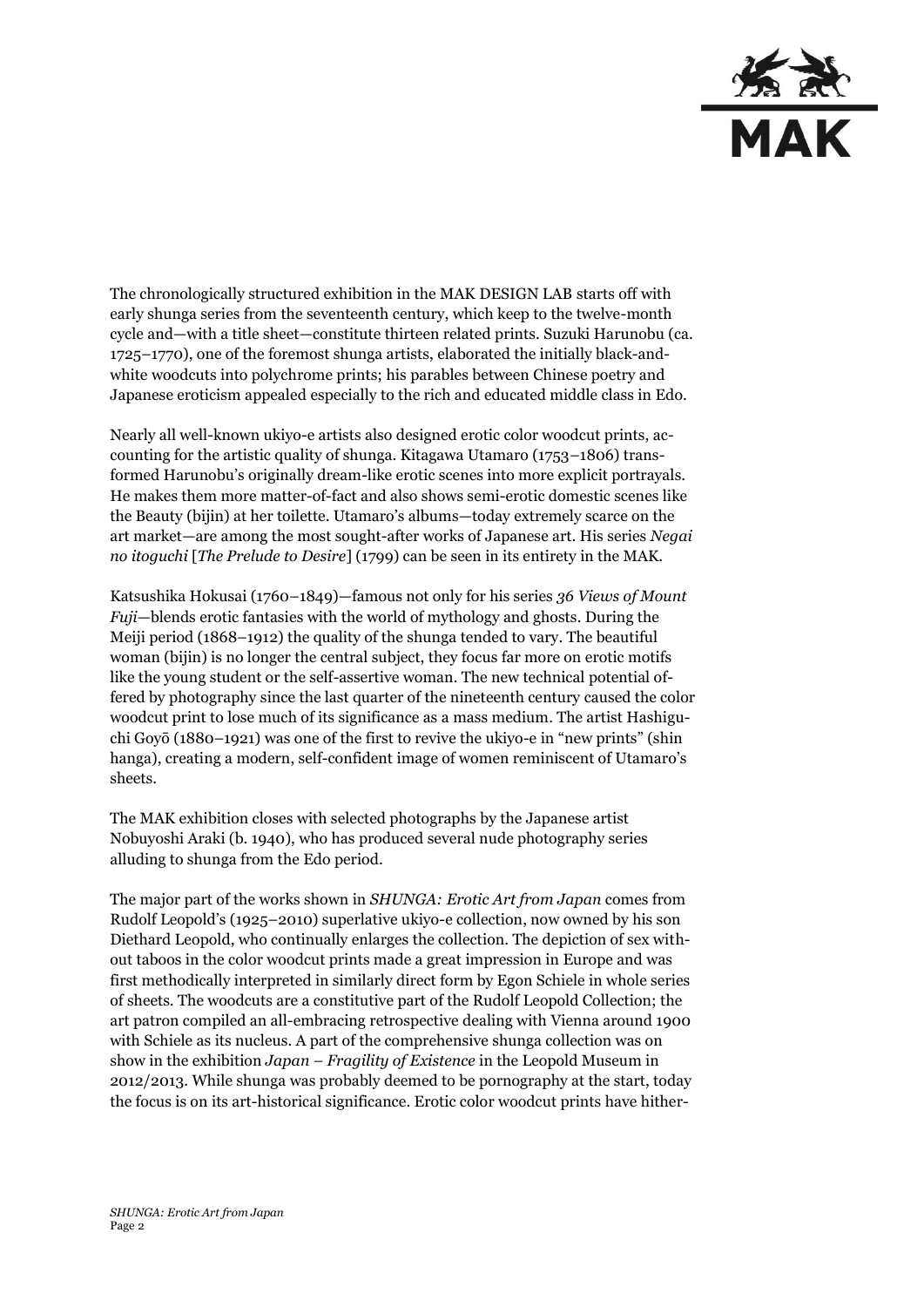The chronologically structured exhibition in the MAK DESIGN LAB starts off with early shunga series from the seventeenth century, which keep to the twelve-month cycle and—with a title sheet—constitute thirteen related prints. Suzuki Harunobu (ca. 1725–1770), one of the foremost shunga artists, elaborated the initially black-and-white woodcuts into polychrome prints; his parables between Chinese poetry and Japanese eroticism appealed especially to the rich and educated middle class in Edo.

Nearly all well-known ukiyo-e artists also designed erotic color woodcut prints, accounting for the artistic quality of shunga. Kitagawa Utamaro (1753–1806) transformed Harunobu's originally dream-like erotic scenes into more explicit portrayals. He makes them more matter-of-fact and also shows semi-erotic domestic scenes like the Beauty (bijin) at her toilette. Utamaro's albums—today extremely scarce on the art market—are among the most sought-after works of Japanese art. His series *Negai no itoguchi* [*The Prelude to Desire*] (1799) can be seen in its entirety in the MAK.

Katsushika Hokusai (1760–1849)—famous not only for his series *36 Views of Mount Fuji*—blends erotic fantasies with the world of mythology and ghosts. During the Meiji period (1868–1912) the quality of the shunga tended to vary. The beautiful woman (bijin) is no longer the central subject, they focus far more on erotic motifs like the young student or the self-assertive woman. The new technical potential offered by photography since the last quarter of the nineteenth century caused the color woodcut print to lose much of its significance as a mass medium. The artist Hashiguchi Goyō (1880–1921) was one of the first to revive the ukiyo-e in "new prints" (shin hanga), creating a modern, self-confident image of women reminiscent of Utamaro's sheets.

The MAK exhibition closes with selected photographs by the Japanese artist Nobuyoshi Araki (b. 1940), who has produced several nude photography series alluding to shunga from the Edo period.

The major part of the works shown in *SHUNGA: Erotic Art from Japan* comes from Rudolf Leopold's (1925–2010) superlative ukiyo-e collection, now owned by his son Diethard Leopold, who continually enlarges the collection. The depiction of sex without taboos in the color woodcut prints made a great impression in Europe and was first methodically interpreted in similarly direct form by Egon Schiele in whole series of sheets. The woodcuts are a constitutive part of the Rudolf Leopold Collection; the art patron compiled an all-embracing retrospective dealing with Vienna around 1900 with Schiele as its nucleus. A part of the comprehensive shunga collection was on show in the exhibition *Japan – Fragility of Existence* in the Leopold Museum in 2012/2013. While shunga was probably deemed to be pornography at the start, today the focus is on its art-historical significance. Erotic color woodcut prints have hither-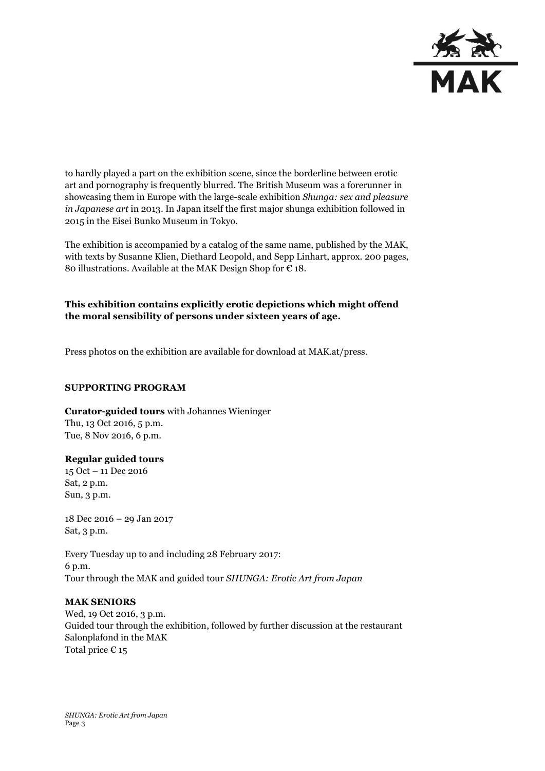to hardly played a part on the exhibition scene, since the borderline between erotic art and pornography is frequently blurred. The British Museum was a forerunner in showcasing them in Europe with the large-scale exhibition *Shunga: sex and pleasure in Japanese art* in 2013. In Japan itself the first major shunga exhibition followed in 2015 in the Eisei Bunko Museum in Tokyo.

The exhibition is accompanied by a catalog of the same name, published by the MAK, with texts by Susanne Klien, Diethard Leopold, and Sepp Linhart, approx. 200 pages, 80 illustrations. Available at the MAK Design Shop for € 18.

**This exhibition contains explicitly erotic depictions which might offend the moral sensibility of persons under sixteen years of age.**

Press photos on the exhibition are available for download at MAK.at/press.

**SUPPORTING PROGRAM**

**Curator-guided tours** with Johannes Wieninger
Thu, 13 Oct 2016, 5 p.m.
Tue, 8 Nov 2016, 6 p.m.

**Regular guided tours**
15 Oct – 11 Dec 2016
Sat, 2 p.m.
Sun, 3 p.m.

18 Dec 2016 – 29 Jan 2017
Sat, 3 p.m.

Every Tuesday up to and including 28 February 2017:
6 p.m.
Tour through the MAK and guided tour *SHUNGA: Erotic Art from Japan*

**MAK SENIORS**
Wed, 19 Oct 2016, 3 p.m.
Guided tour through the exhibition, followed by further discussion at the restaurant Salonplafond in the MAK
Total price € 15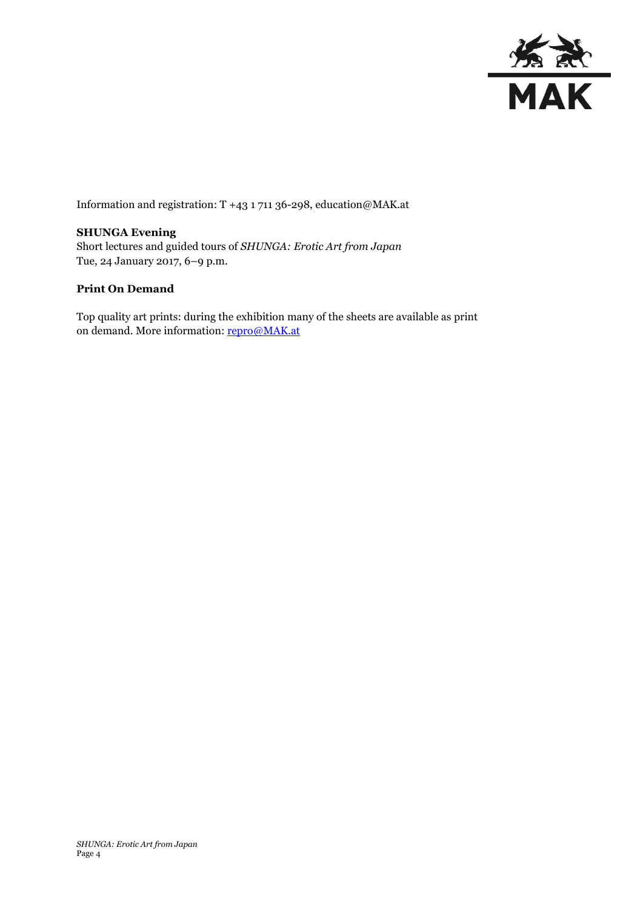Information and registration: T +43 1 711 36-298, education@MAK.at

**SHUNGA Evening**
Short lectures and guided tours of *SHUNGA: Erotic Art from Japan*
Tue, 24 January 2017, 6–9 p.m.

**Print On Demand**

Top quality art prints: during the exhibition many of the sheets are available as print on demand. More information: repro@MAK.at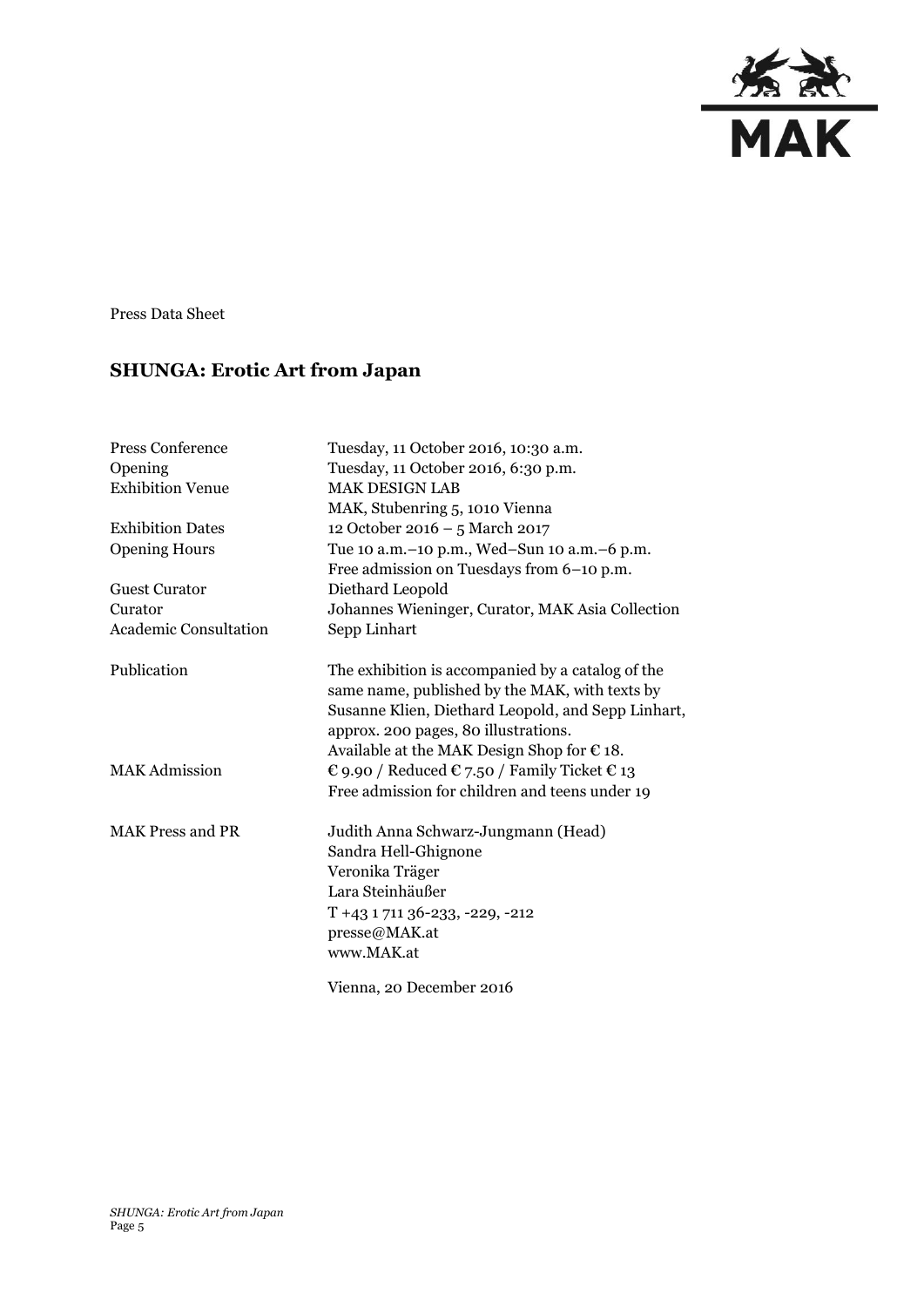Press Data Sheet

# SHUNGA: Erotic Art from Japan

| | |
|---|---|
| Press Conference | Tuesday, 11 October 2016, 10:30 a.m. |
| Opening | Tuesday, 11 October 2016, 6:30 p.m. |
| Exhibition Venue | MAK DESIGN LAB<br>MAK, Stubenring 5, 1010 Vienna |
| Exhibition Dates | 12 October 2016 – 5 March 2017 |
| Opening Hours | Tue 10 a.m.–10 p.m., Wed–Sun 10 a.m.–6 p.m.<br>Free admission on Tuesdays from 6–10 p.m. |
| Guest Curator | Diethard Leopold |
| Curator | Johannes Wieninger, Curator, MAK Asia Collection |
| Academic Consultation | Sepp Linhart |
| Publication | The exhibition is accompanied by a catalog of the same name, published by the MAK, with texts by Susanne Klien, Diethard Leopold, and Sepp Linhart, approx. 200 pages, 80 illustrations.<br>Available at the MAK Design Shop for € 18. |
| MAK Admission | € 9.90 / Reduced € 7.50 / Family Ticket € 13<br>Free admission for children and teens under 19 |
| MAK Press and PR | Judith Anna Schwarz-Jungmann (Head)<br>Sandra Hell-Ghignone<br>Veronika Träger<br>Lara Steinhäußer<br>T +43 1 711 36-233, -229, -212<br>presse@MAK.at<br>www.MAK.at |

Vienna, 20 December 2016